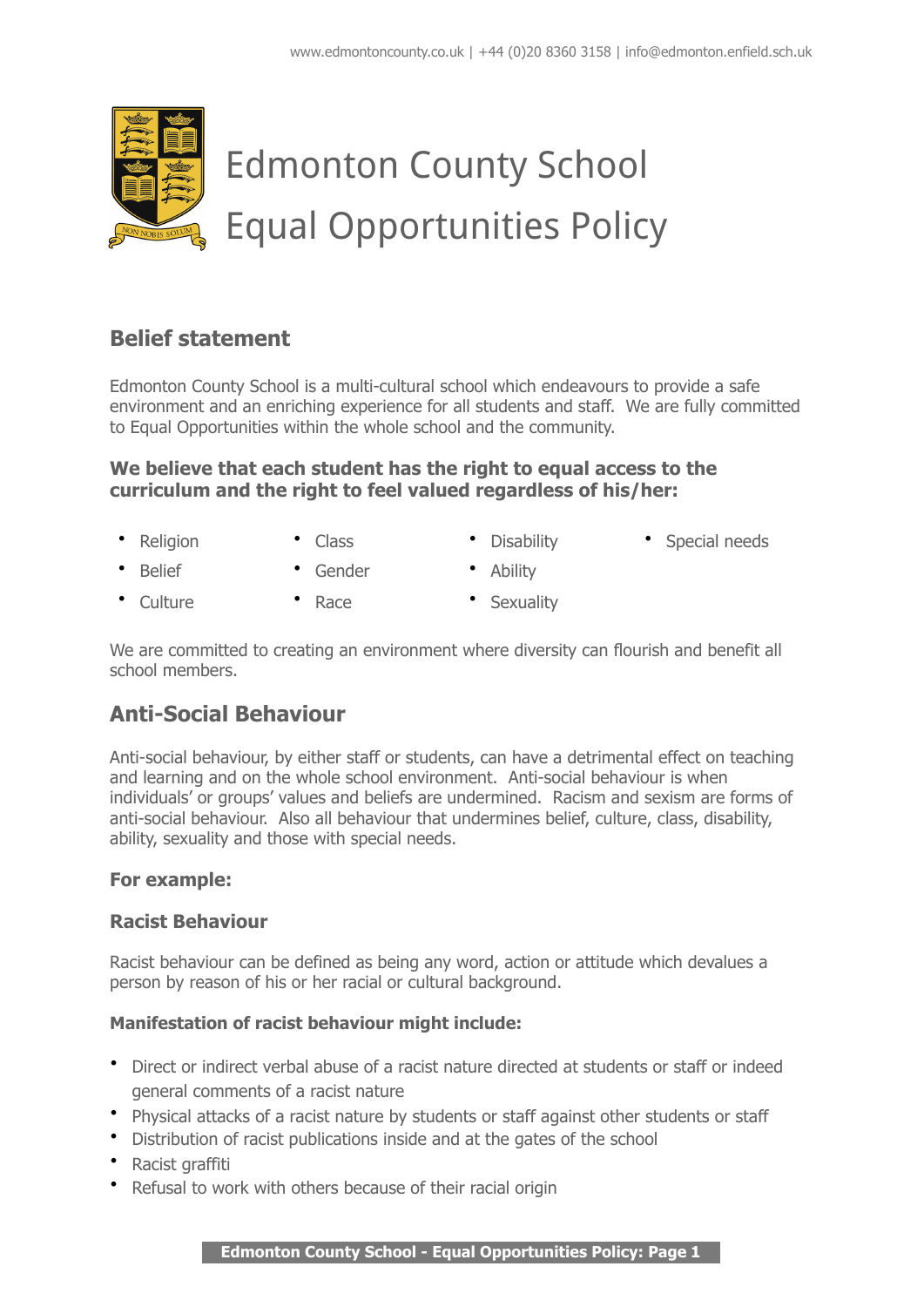# Edmonton County School
# Equal Opportunities Policy

## Belief statement

Edmonton County School is a multi-cultural school which endeavours to provide a safe environment and an enriching experience for all students and staff. We are fully committed to Equal Opportunities within the whole school and the community.

**We believe that each student has the right to equal access to the curriculum and the right to feel valued regardless of his/her:**

- Religion
- Belief
- Culture
- Class
- Gender
- Race
- Disability
- Ability
- Sexuality
- Special needs

We are committed to creating an environment where diversity can flourish and benefit all school members.

## Anti-Social Behaviour

Anti-social behaviour, by either staff or students, can have a detrimental effect on teaching and learning and on the whole school environment. Anti-social behaviour is when individuals' or groups' values and beliefs are undermined. Racism and sexism are forms of anti-social behaviour. Also all behaviour that undermines belief, culture, class, disability, ability, sexuality and those with special needs.

### For example:

### Racist Behaviour

Racist behaviour can be defined as being any word, action or attitude which devalues a person by reason of his or her racial or cultural background.

**Manifestation of racist behaviour might include:**

- Direct or indirect verbal abuse of a racist nature directed at students or staff or indeed general comments of a racist nature
- Physical attacks of a racist nature by students or staff against other students or staff
- Distribution of racist publications inside and at the gates of the school
- Racist graffiti
- Refusal to work with others because of their racial origin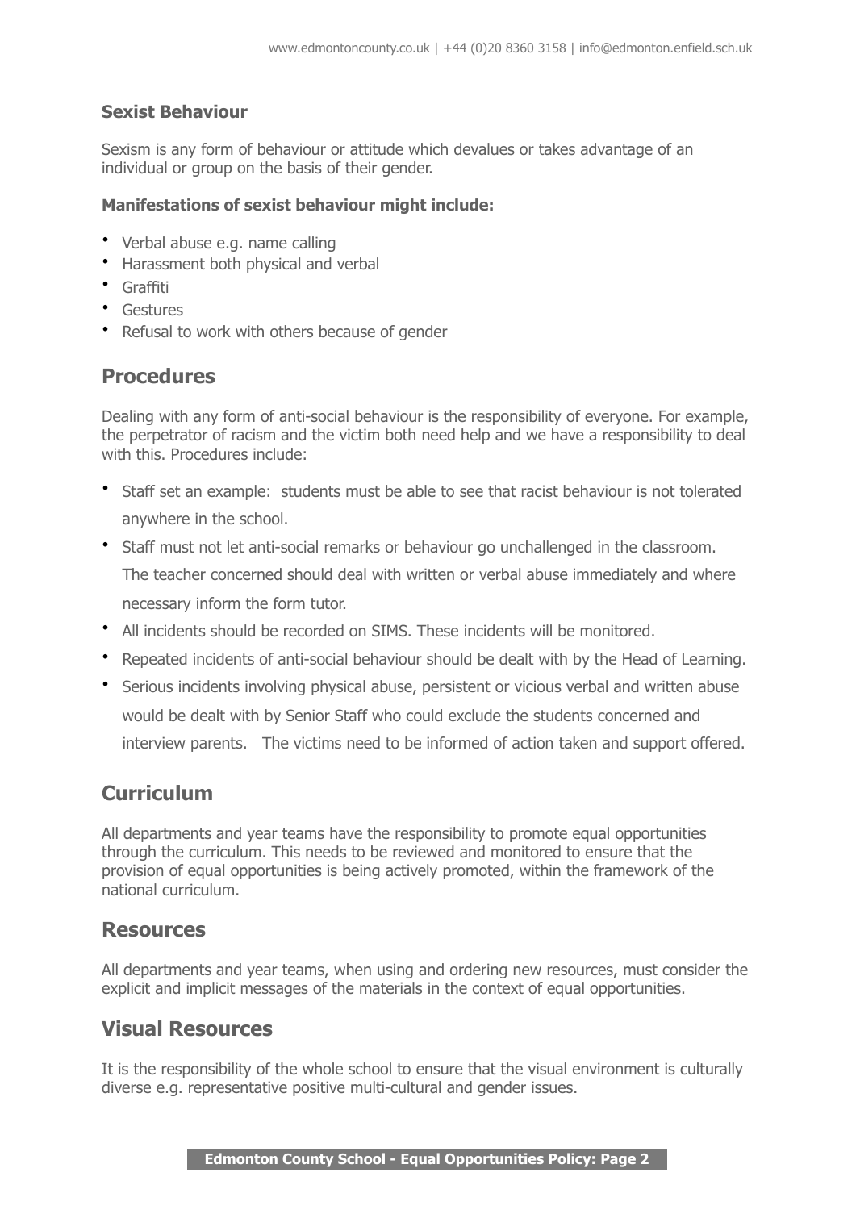### Sexist Behaviour

Sexism is any form of behaviour or attitude which devalues or takes advantage of an individual or group on the basis of their gender.

**Manifestations of sexist behaviour might include:**

- Verbal abuse e.g. name calling
- Harassment both physical and verbal
- Graffiti
- Gestures
- Refusal to work with others because of gender

## Procedures

Dealing with any form of anti-social behaviour is the responsibility of everyone. For example, the perpetrator of racism and the victim both need help and we have a responsibility to deal with this. Procedures include:

- Staff set an example: students must be able to see that racist behaviour is not tolerated anywhere in the school.
- Staff must not let anti-social remarks or behaviour go unchallenged in the classroom. The teacher concerned should deal with written or verbal abuse immediately and where necessary inform the form tutor.
- All incidents should be recorded on SIMS. These incidents will be monitored.
- Repeated incidents of anti-social behaviour should be dealt with by the Head of Learning.
- Serious incidents involving physical abuse, persistent or vicious verbal and written abuse would be dealt with by Senior Staff who could exclude the students concerned and interview parents. The victims need to be informed of action taken and support offered.

## Curriculum

All departments and year teams have the responsibility to promote equal opportunities through the curriculum. This needs to be reviewed and monitored to ensure that the provision of equal opportunities is being actively promoted, within the framework of the national curriculum.

## Resources

All departments and year teams, when using and ordering new resources, must consider the explicit and implicit messages of the materials in the context of equal opportunities.

## Visual Resources

It is the responsibility of the whole school to ensure that the visual environment is culturally diverse e.g. representative positive multi-cultural and gender issues.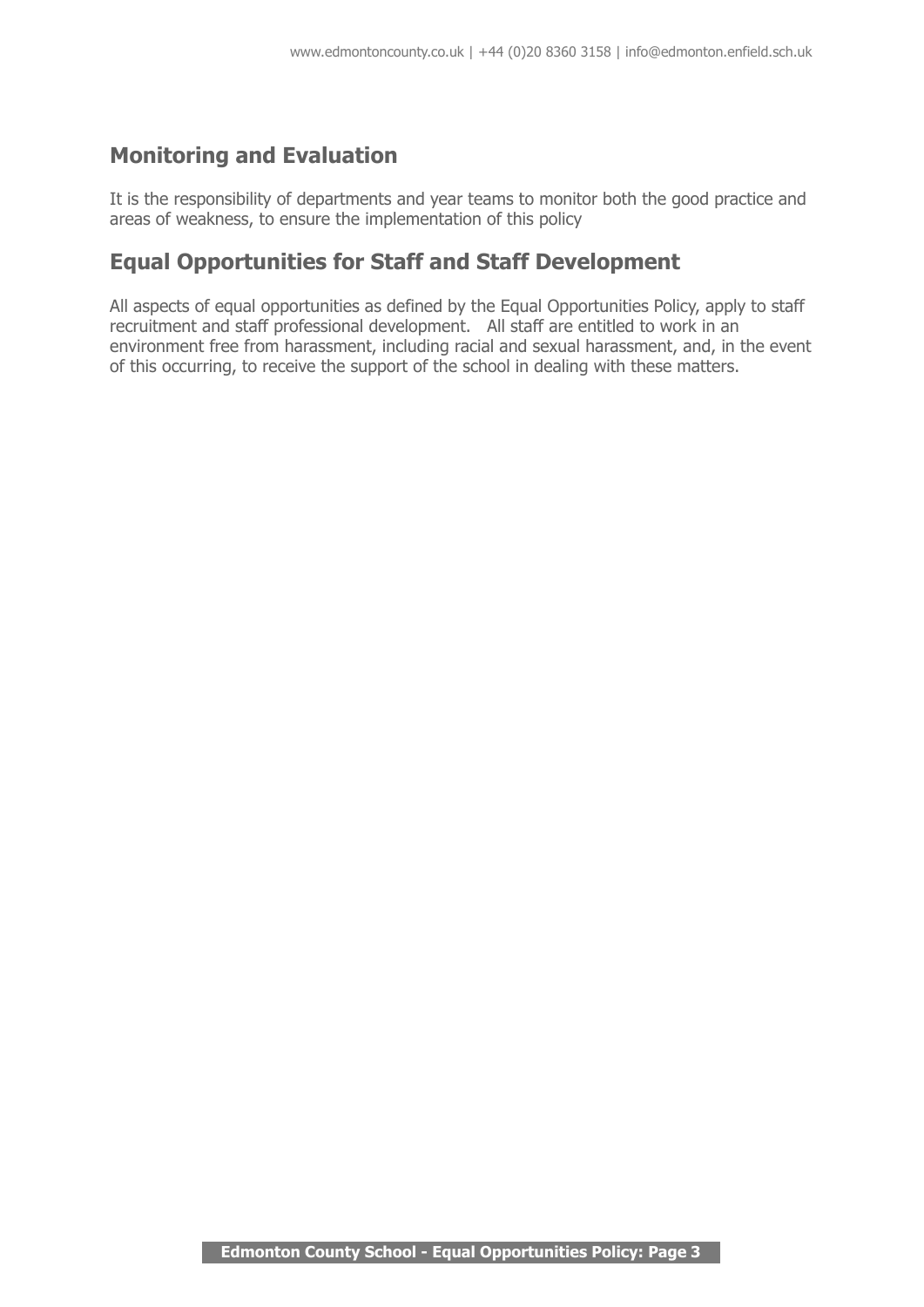## Monitoring and Evaluation

It is the responsibility of departments and year teams to monitor both the good practice and areas of weakness, to ensure the implementation of this policy

## Equal Opportunities for Staff and Staff Development

All aspects of equal opportunities as defined by the Equal Opportunities Policy, apply to staff recruitment and staff professional development. All staff are entitled to work in an environment free from harassment, including racial and sexual harassment, and, in the event of this occurring, to receive the support of the school in dealing with these matters.